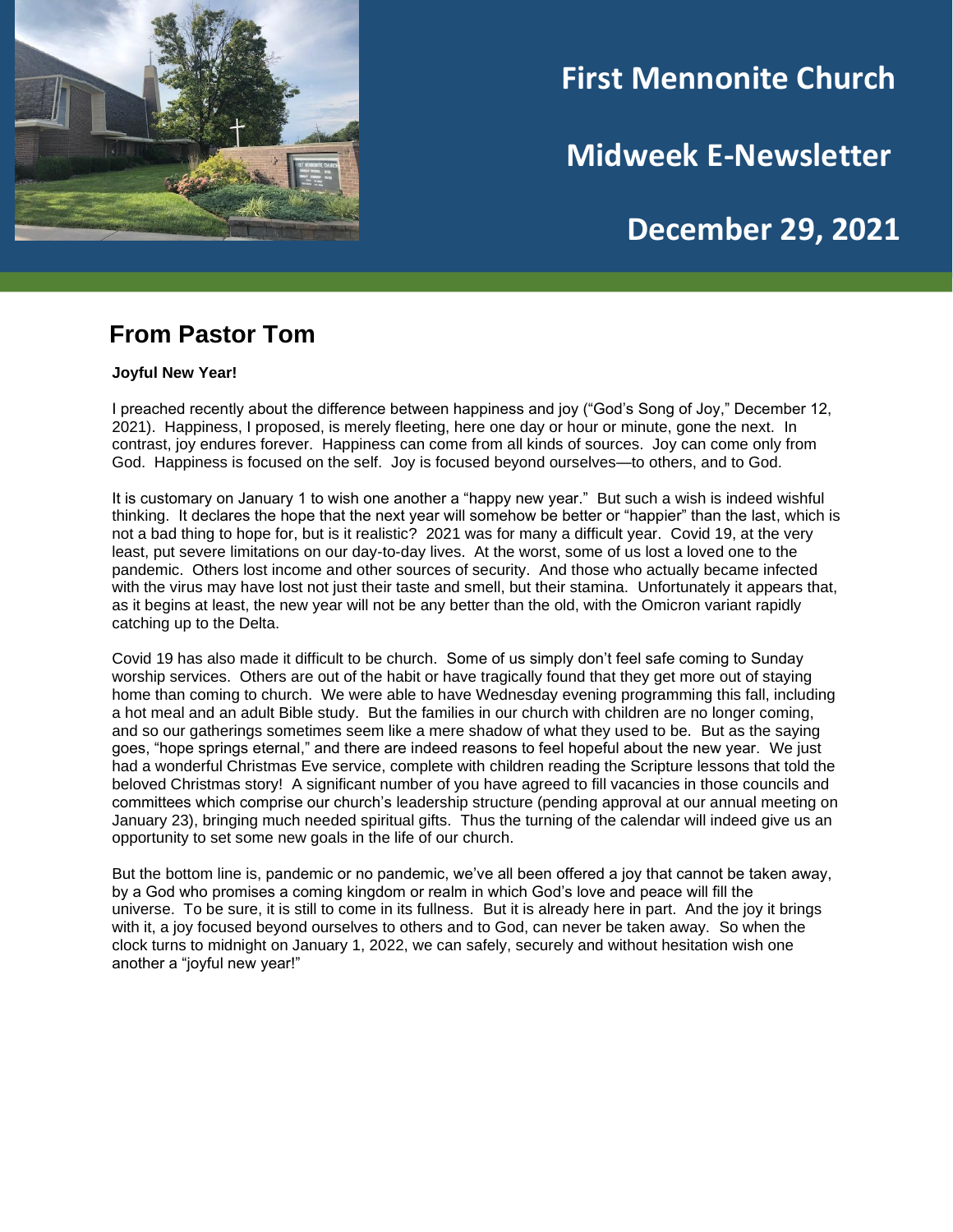# First Mennonite Church

# Midweek E-Newsletter

# December 29, 2021

## From Pastor Tom

**Joyful New Year!**

I preached recently about the difference between happiness and joy ("God's Song of Joy," December 12, 2021). Happiness, I proposed, is merely fleeting, here one day or hour or minute, gone the next. In contrast, joy endures forever. Happiness can come from all kinds of sources. Joy can come only from God. Happiness is focused on the self. Joy is focused beyond ourselves—to others, and to God.

It is customary on January 1 to wish one another a "happy new year." But such a wish is indeed wishful thinking. It declares the hope that the next year will somehow be better or "happier" than the last, which is not a bad thing to hope for, but is it realistic? 2021 was for many a difficult year. Covid 19, at the very least, put severe limitations on our day-to-day lives. At the worst, some of us lost a loved one to the pandemic. Others lost income and other sources of security. And those who actually became infected with the virus may have lost not just their taste and smell, but their stamina. Unfortunately it appears that, as it begins at least, the new year will not be any better than the old, with the Omicron variant rapidly catching up to the Delta.

Covid 19 has also made it difficult to be church. Some of us simply don't feel safe coming to Sunday worship services. Others are out of the habit or have tragically found that they get more out of staying home than coming to church. We were able to have Wednesday evening programming this fall, including a hot meal and an adult Bible study. But the families in our church with children are no longer coming, and so our gatherings sometimes seem like a mere shadow of what they used to be. But as the saying goes, "hope springs eternal," and there are indeed reasons to feel hopeful about the new year. We just had a wonderful Christmas Eve service, complete with children reading the Scripture lessons that told the beloved Christmas story! A significant number of you have agreed to fill vacancies in those councils and committees which comprise our church's leadership structure (pending approval at our annual meeting on January 23), bringing much needed spiritual gifts. Thus the turning of the calendar will indeed give us an opportunity to set some new goals in the life of our church.

But the bottom line is, pandemic or no pandemic, we've all been offered a joy that cannot be taken away, by a God who promises a coming kingdom or realm in which God's love and peace will fill the universe. To be sure, it is still to come in its fullness. But it is already here in part. And the joy it brings with it, a joy focused beyond ourselves to others and to God, can never be taken away. So when the clock turns to midnight on January 1, 2022, we can safely, securely and without hesitation wish one another a "joyful new year!"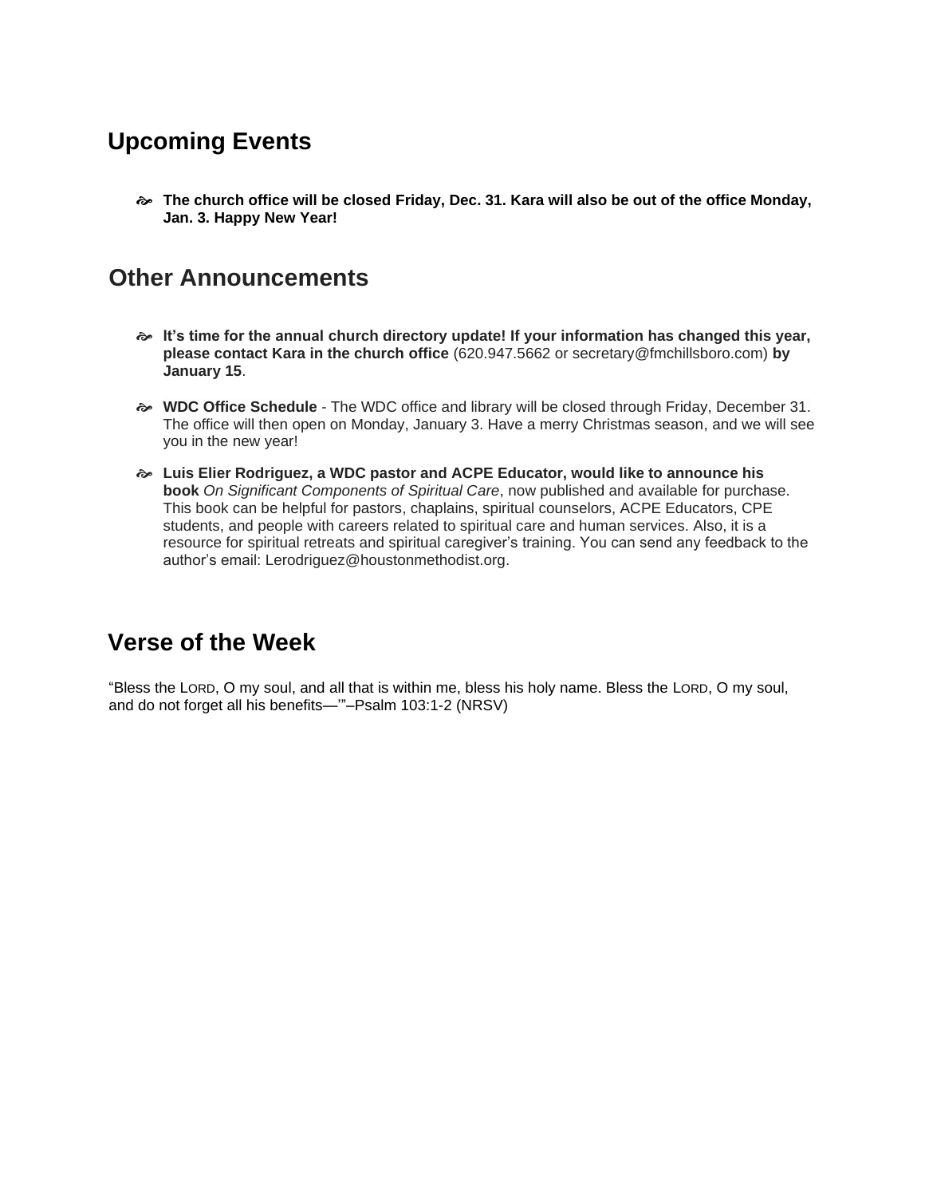## Upcoming Events

- **The church office will be closed Friday, Dec. 31. Kara will also be out of the office Monday, Jan. 3. Happy New Year!**

## Other Announcements

- **It's time for the annual church directory update! If your information has changed this year, please contact Kara in the church office** (620.947.5662 or secretary@fmchillsboro.com) **by January 15**.

- **WDC Office Schedule** - The WDC office and library will be closed through Friday, December 31. The office will then open on Monday, January 3. Have a merry Christmas season, and we will see you in the new year!

- **Luis Elier Rodriguez, a WDC pastor and ACPE Educator, would like to announce his book** *On Significant Components of Spiritual Care*, now published and available for purchase. This book can be helpful for pastors, chaplains, spiritual counselors, ACPE Educators, CPE students, and people with careers related to spiritual care and human services. Also, it is a resource for spiritual retreats and spiritual caregiver's training. You can send any feedback to the author's email: Lerodriguez@houstonmethodist.org.

## Verse of the Week

"Bless the LORD, O my soul, and all that is within me, bless his holy name. Bless the LORD, O my soul, and do not forget all his benefits—'"–Psalm 103:1-2 (NRSV)